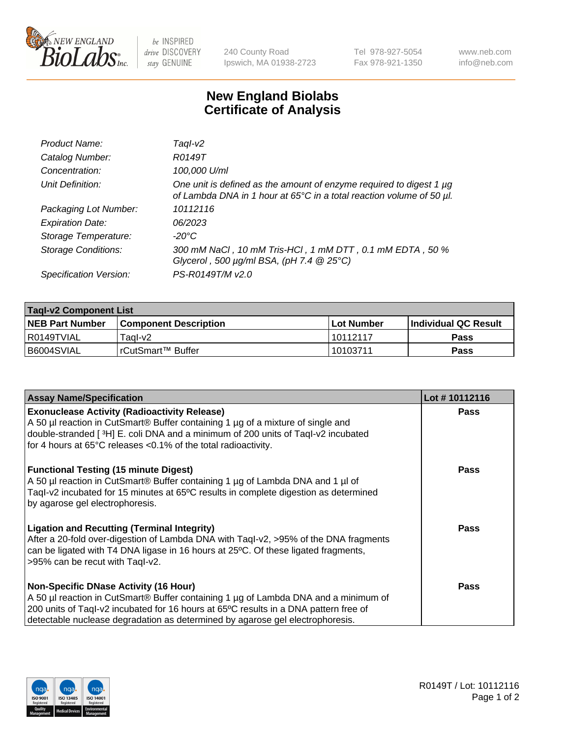# New England Biolabs Certificate of Analysis

| | |
|---|---|
| *Product Name:* | *TaqI-v2* |
| *Catalog Number:* | *R0149T* |
| *Concentration:* | *100,000 U/ml* |
| *Unit Definition:* | *One unit is defined as the amount of enzyme required to digest 1 µg of Lambda DNA in 1 hour at 65°C in a total reaction volume of 50 µl.* |
| *Packaging Lot Number:* | *10112116* |
| *Expiration Date:* | *06/2023* |
| *Storage Temperature:* | *-20°C* |
| *Storage Conditions:* | *300 mM NaCl , 10 mM Tris-HCl , 1 mM DTT , 0.1 mM EDTA , 50 % Glycerol , 500 µg/ml BSA, (pH 7.4 @ 25°C)* |
| *Specification Version:* | *PS-R0149T/M v2.0* |

| TaqI-v2 Component List | | | |
|---|---|---|---|
| **NEB Part Number** | **Component Description** | **Lot Number** | **Individual QC Result** |
| R0149TVIAL | TaqI-v2 | 10112117 | **Pass** |
| B6004SVIAL | rCutSmart™ Buffer | 10103711 | **Pass** |

| Assay Name/Specification | Lot # 10112116 |
|---|---|
| **Exonuclease Activity (Radioactivity Release)** A 50 µl reaction in CutSmart® Buffer containing 1 µg of a mixture of single and double-stranded [ $^{3}$H] E. coli DNA and a minimum of 200 units of TaqI-v2 incubated for 4 hours at 65°C releases <0.1% of the total radioactivity. | **Pass** |
| **Functional Testing (15 minute Digest)** A 50 µl reaction in CutSmart® Buffer containing 1 µg of Lambda DNA and 1 µl of TaqI-v2 incubated for 15 minutes at 65ºC results in complete digestion as determined by agarose gel electrophoresis. | **Pass** |
| **Ligation and Recutting (Terminal Integrity)** After a 20-fold over-digestion of Lambda DNA with TaqI-v2, >95% of the DNA fragments can be ligated with T4 DNA ligase in 16 hours at 25ºC. Of these ligated fragments, >95% can be recut with TaqI-v2. | **Pass** |
| **Non-Specific DNase Activity (16 Hour)** A 50 µl reaction in CutSmart® Buffer containing 1 µg of Lambda DNA and a minimum of 200 units of TaqI-v2 incubated for 16 hours at 65ºC results in a DNA pattern free of detectable nuclease degradation as determined by agarose gel electrophoresis. | **Pass** |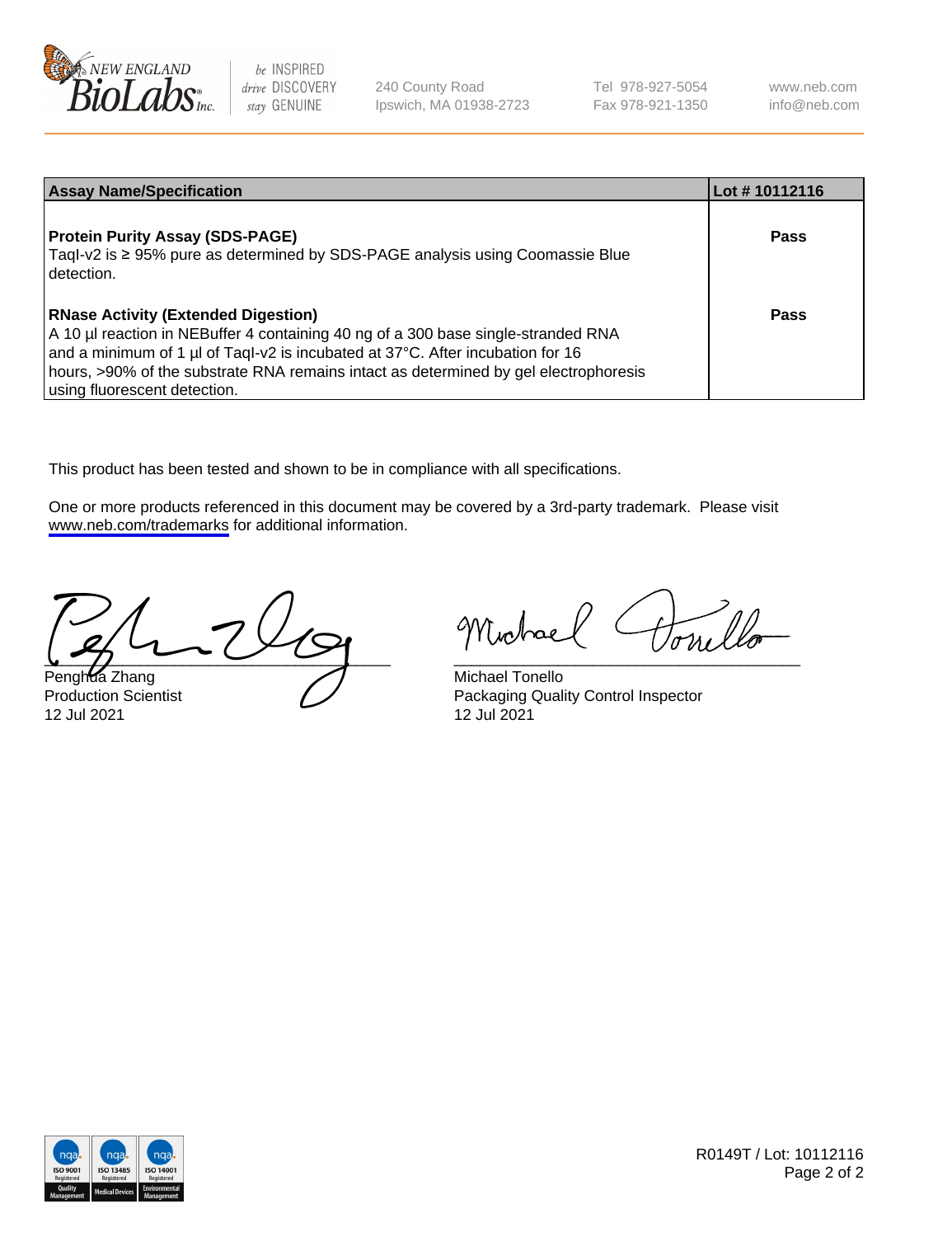| Assay Name/Specification | Lot # 10112116 |
| --- | --- |
| **Protein Purity Assay (SDS-PAGE)**<br>TaqI-v2 is ≥ 95% pure as determined by SDS-PAGE analysis using Coomassie Blue detection. | **Pass** |
| **RNase Activity (Extended Digestion)**<br>A 10 µl reaction in NEBuffer 4 containing 40 ng of a 300 base single-stranded RNA and a minimum of 1 µl of TaqI-v2 is incubated at 37°C. After incubation for 16 hours, >90% of the substrate RNA remains intact as determined by gel electrophoresis using fluorescent detection. | **Pass** |

This product has been tested and shown to be in compliance with all specifications.

One or more products referenced in this document may be covered by a 3rd-party trademark. Please visit www.neb.com/trademarks for additional information.

Penghua Zhang
Production Scientist
12 Jul 2021

Michael Tonello
Packaging Quality Control Inspector
12 Jul 2021

R0149T / Lot: 10112116